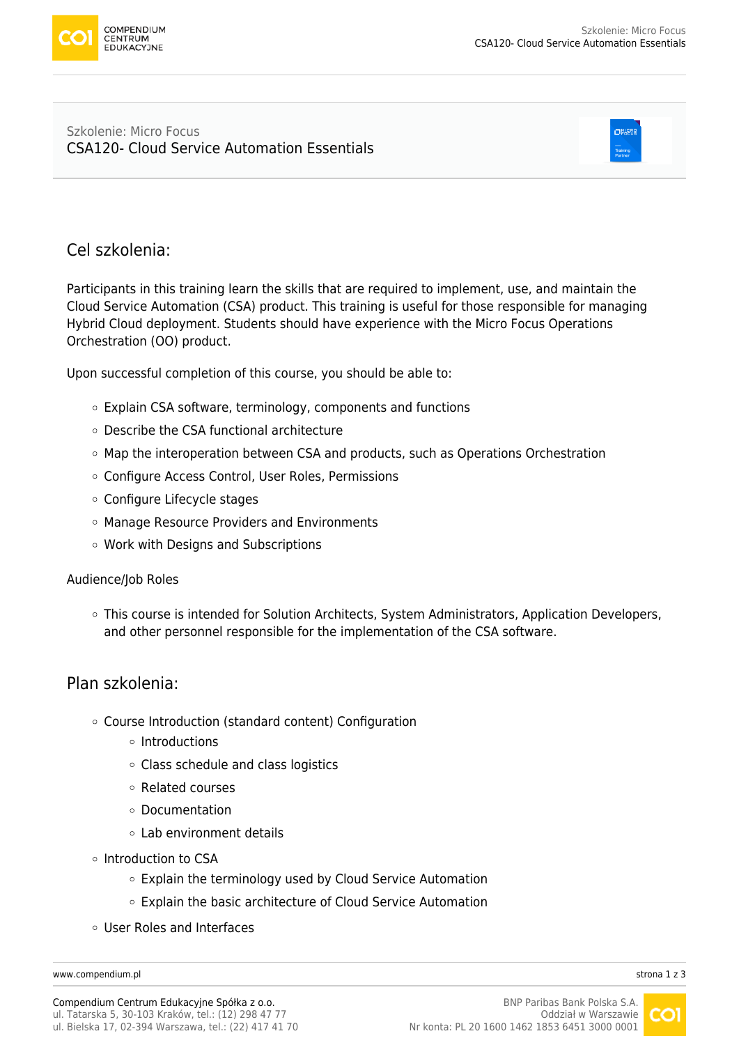Szkolenie: Micro Focus

# CSA120- Cloud Service Automation Essentials

## Cel szkolenia:

Participants in this training learn the skills that are required to implement, use, and maintain the Cloud Service Automation (CSA) product. This training is useful for those responsible for managing Hybrid Cloud deployment. Students should have experience with the Micro Focus Operations Orchestration (OO) product.

Upon successful completion of this course, you should be able to:

- Explain CSA software, terminology, components and functions
- Describe the CSA functional architecture
- Map the interoperation between CSA and products, such as Operations Orchestration
- Configure Access Control, User Roles, Permissions
- Configure Lifecycle stages
- Manage Resource Providers and Environments
- Work with Designs and Subscriptions

Audience/Job Roles

- This course is intended for Solution Architects, System Administrators, Application Developers, and other personnel responsible for the implementation of the CSA software.

## Plan szkolenia:

- Course Introduction (standard content) Configuration
  - Introductions
  - Class schedule and class logistics
  - Related courses
  - Documentation
  - Lab environment details
- Introduction to CSA
  - Explain the terminology used by Cloud Service Automation
  - Explain the basic architecture of Cloud Service Automation
- User Roles and Interfaces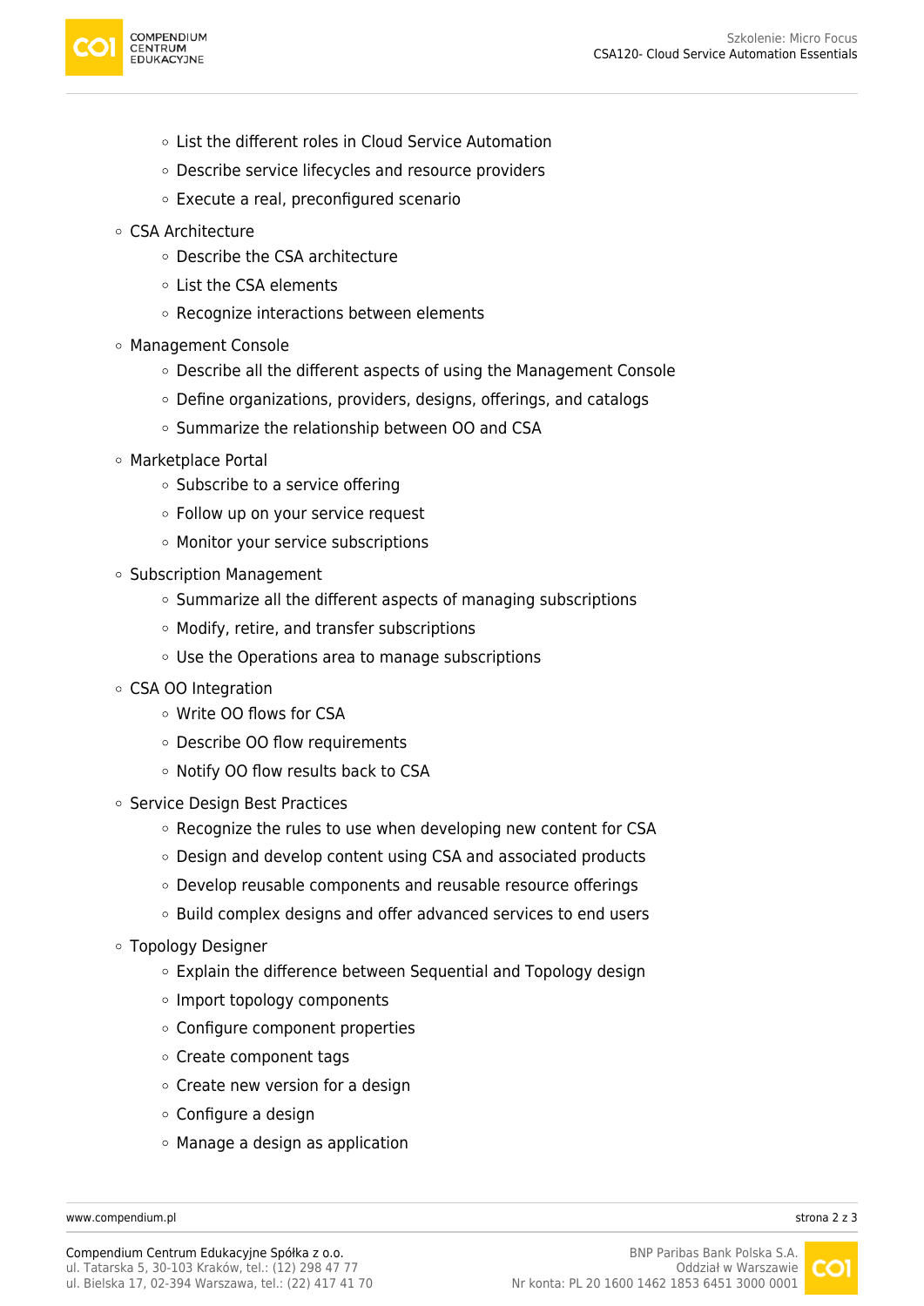- List the different roles in Cloud Service Automation
    - Describe service lifecycles and resource providers
    - Execute a real, preconfigured scenario
- CSA Architecture
    - Describe the CSA architecture
    - List the CSA elements
    - Recognize interactions between elements
- Management Console
    - Describe all the different aspects of using the Management Console
    - Define organizations, providers, designs, offerings, and catalogs
    - Summarize the relationship between OO and CSA
- Marketplace Portal
    - Subscribe to a service offering
    - Follow up on your service request
    - Monitor your service subscriptions
- Subscription Management
    - Summarize all the different aspects of managing subscriptions
    - Modify, retire, and transfer subscriptions
    - Use the Operations area to manage subscriptions
- CSA OO Integration
    - Write OO flows for CSA
    - Describe OO flow requirements
    - Notify OO flow results back to CSA
- Service Design Best Practices
    - Recognize the rules to use when developing new content for CSA
    - Design and develop content using CSA and associated products
    - Develop reusable components and reusable resource offerings
    - Build complex designs and offer advanced services to end users
- Topology Designer
    - Explain the difference between Sequential and Topology design
    - Import topology components
    - Configure component properties
    - Create component tags
    - Create new version for a design
    - Configure a design
    - Manage a design as application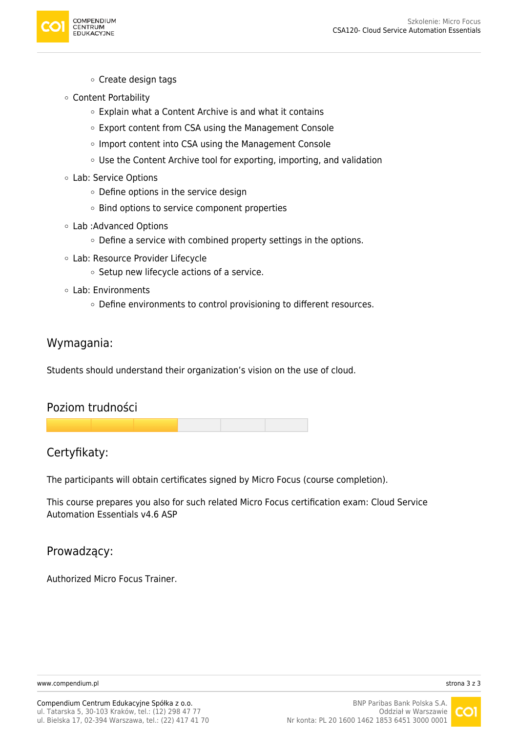- Create design tags
  - Content Portability
    - Explain what a Content Archive is and what it contains
    - Export content from CSA using the Management Console
    - Import content into CSA using the Management Console
    - Use the Content Archive tool for exporting, importing, and validation
  - Lab: Service Options
    - Define options in the service design
    - Bind options to service component properties
  - Lab :Advanced Options
    - Define a service with combined property settings in the options.
  - Lab: Resource Provider Lifecycle
    - Setup new lifecycle actions of a service.
  - Lab: Environments
    - Define environments to control provisioning to different resources.

## Wymagania:

Students should understand their organization's vision on the use of cloud.

## Poziom trudności

## Certyfikaty:

The participants will obtain certificates signed by Micro Focus (course completion).

This course prepares you also for such related Micro Focus certification exam: Cloud Service Automation Essentials v4.6 ASP

## Prowadzący:

Authorized Micro Focus Trainer.